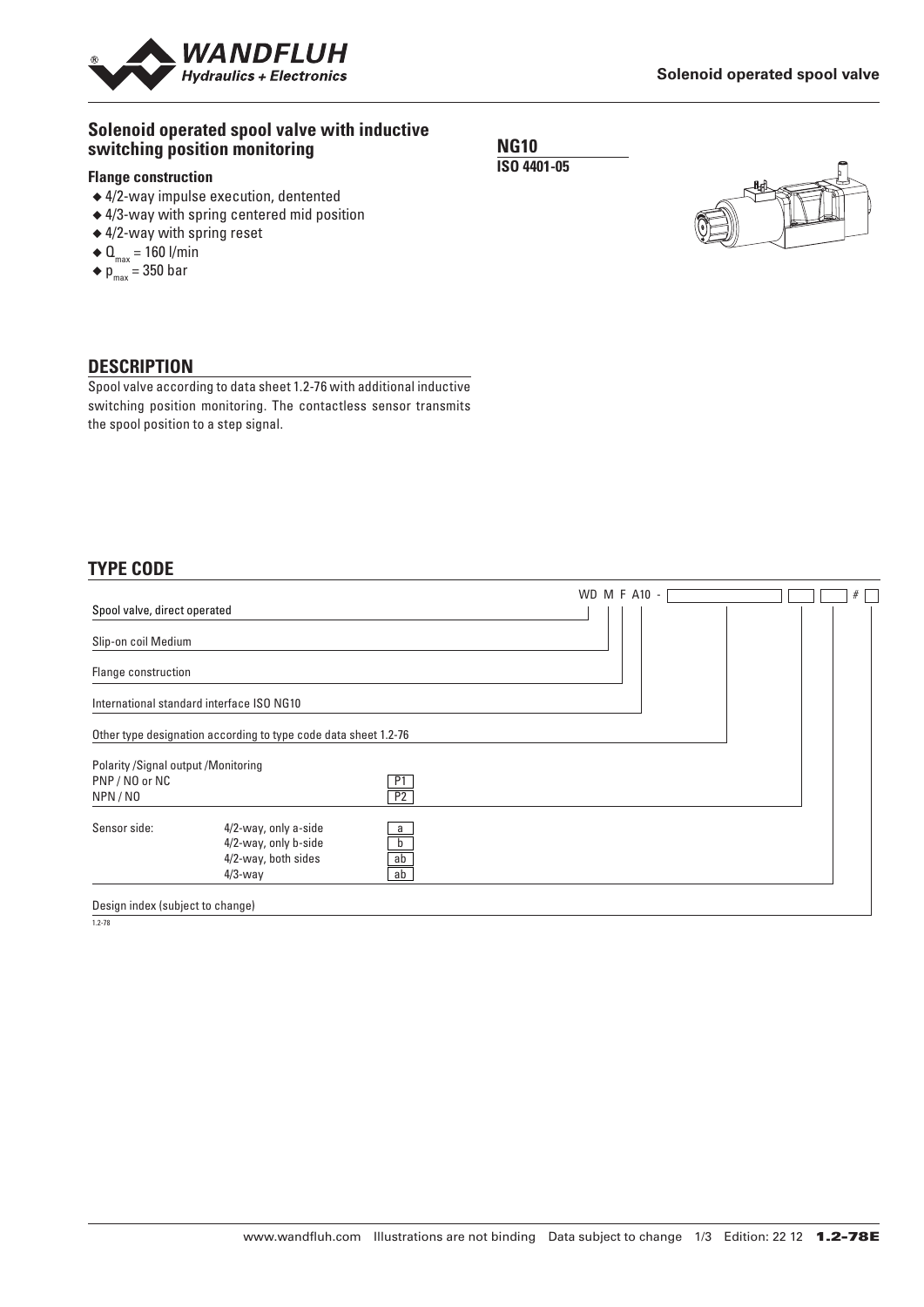# Solenoid operated spool valve with inductive switching position monitoring

**NG10**
**ISO 4401-05**

### Flange construction

- ◆ 4/2-way impulse execution, dentented
- ◆ 4/3-way with spring centered mid position
- ◆ 4/2-way with spring reset
- ◆ $Q_{max}$ = 160 l/min
- ◆ $p_{max}$ = 350 bar

## DESCRIPTION

Spool valve according to data sheet 1.2-76 with additional inductive switching position monitoring. The contactless sensor transmits the spool position to a step signal.

## TYPE CODE

WD M F A10 - [ ] [ ] [ ] # [ ]

| Designation | | Code |
|---|---|---|
| Spool valve, direct operated | | WD |
| Slip-on coil Medium | | M |
| Flange construction | | F |
| International standard interface ISO NG10 | | A10 |
| Other type designation according to type code data sheet 1.2-76 | | |
| Polarity /Signal output /Monitoring | PNP / NO or NC | P1 |
| | NPN / NO | P2 |
| Sensor side: | 4/2-way, only a-side | a |
| | 4/2-way, only b-side | b |
| | 4/2-way, both sides | ab |
| | 4/3-way | ab |
| Design index (subject to change) | | |

1.2-78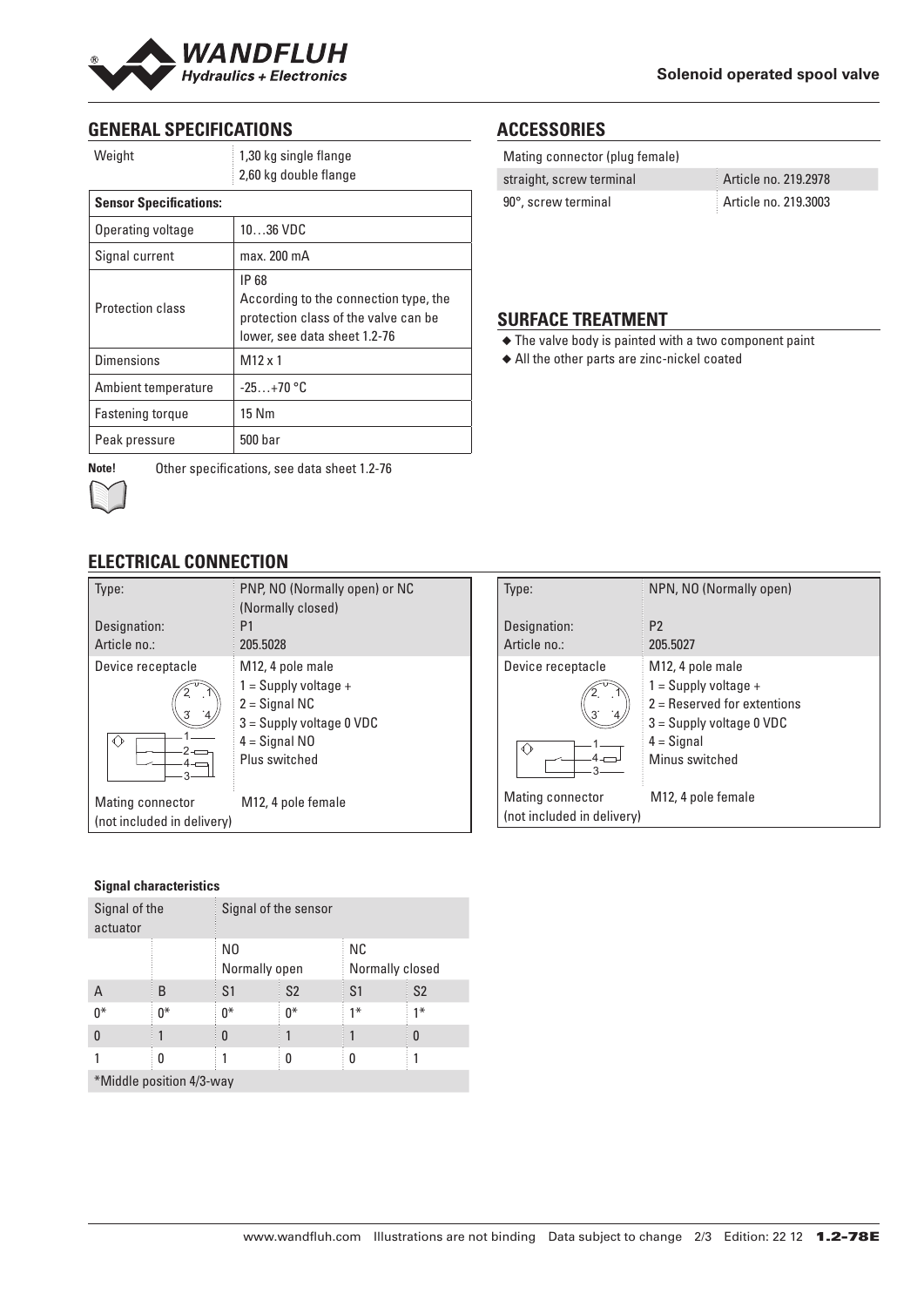## GENERAL SPECIFICATIONS

| Weight | 1,30 kg single flange<br>2,60 kg double flange |
|---|---|
| **Sensor Specifications:** | |
| Operating voltage | 10…36 VDC |
| Signal current | max. 200 mA |
| Protection class | IP 68<br>According to the connection type, the protection class of the valve can be lower, see data sheet 1.2-76 |
| Dimensions | M12 x 1 |
| Ambient temperature | -25…+70 °C |
| Fastening torque | 15 Nm |
| Peak pressure | 500 bar |

**Note!** Other specifications, see data sheet 1.2-76

## ACCESSORIES

| Mating connector (plug female) | |
|---|---|
| straight, screw terminal | Article no. 219.2978 |
| 90°, screw terminal | Article no. 219.3003 |

## SURFACE TREATMENT

- The valve body is painted with a two component paint
- All the other parts are zinc-nickel coated

## ELECTRICAL CONNECTION

| Type: | PNP, NO (Normally open) or NC (Normally closed) |
|---|---|
| Designation: | P1 |
| Article no.: | 205.5028 |
| Device receptacle | M12, 4 pole male<br>1 = Supply voltage +<br>2 = Signal NC<br>3 = Supply voltage 0 VDC<br>4 = Signal NO<br>Plus switched |
| Mating connector (not included in delivery) | M12, 4 pole female |

| Type: | NPN, NO (Normally open) |
|---|---|
| Designation: | P2 |
| Article no.: | 205.5027 |
| Device receptacle | M12, 4 pole male<br>1 = Supply voltage +<br>2 = Reserved for extentions<br>3 = Supply voltage 0 VDC<br>4 = Signal<br>Minus switched |
| Mating connector (not included in delivery) | M12, 4 pole female |

**Signal characteristics**

| Signal of the actuator | | Signal of the sensor | | | |
|---|---|---|---|---|---|
| | | NO Normally open | | NC Normally closed | |
| A | B | S1 | S2 | S1 | S2 |
| 0* | 0* | 0* | 0* | 1* | 1* |
| 0 | 1 | 0 | 1 | 1 | 0 |
| 1 | 0 | 1 | 0 | 0 | 1 |

*Middle position 4/3-way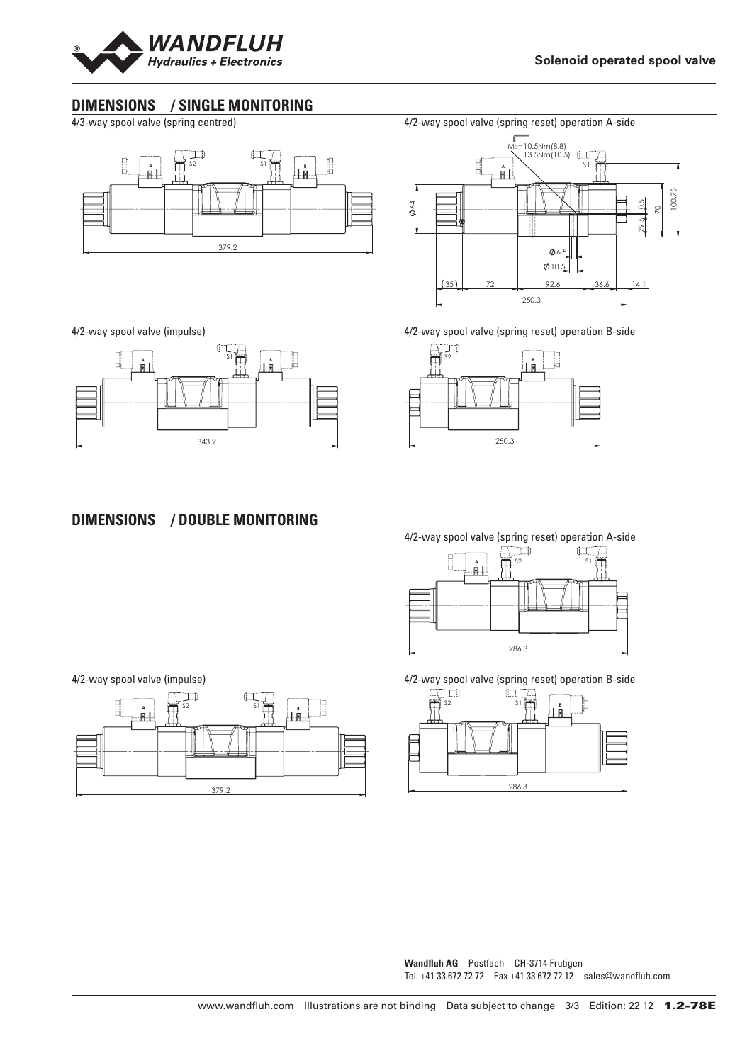## DIMENSIONS / SINGLE MONITORING

4/3-way spool valve (spring centred)

A
S2
S1
B
379.2

4/2-way spool valve (spring reset) operation A-side

$M_D$= 10.5Nm(8.8)
13.5Nm(10.5)
A
S1
Ø64
Ø6.5
Ø10.5
0.5
29.5
70
100.75
(35)
72
92.6
36.6
14.1
250.3

4/2-way spool valve (impulse)

A
S1
B
343.2

4/2-way spool valve (spring reset) operation B-side

S2
B
250.3

## DIMENSIONS / DOUBLE MONITORING

4/2-way spool valve (spring reset) operation A-side

A
S2
S1
286.3

4/2-way spool valve (impulse)

A
S2
S1
B
379.2

4/2-way spool valve (spring reset) operation B-side

S2
S1
B
286.3

**Wandfluh AG** Postfach CH-3714 Frutigen
Tel. +41 33 672 72 72 Fax +41 33 672 72 12 sales@wandfluh.com